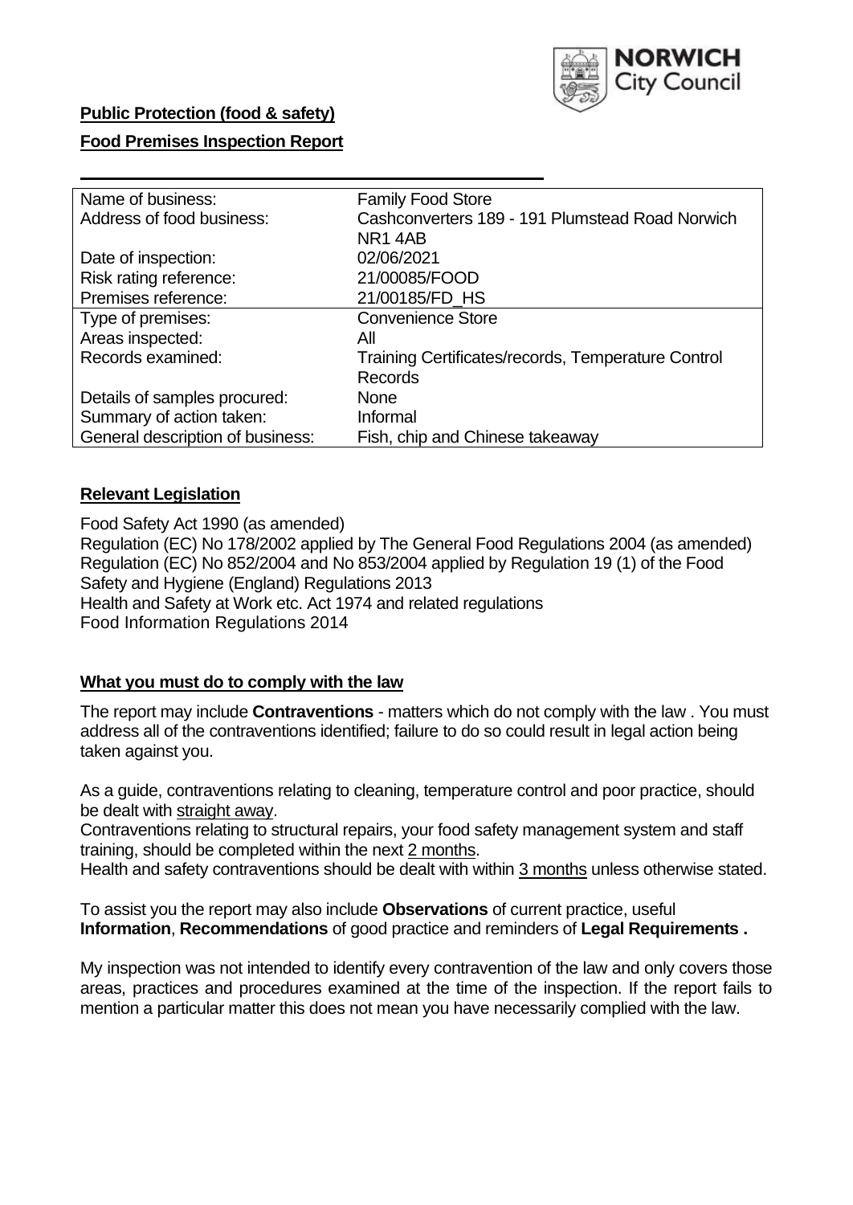**Public Protection (food & safety)**

**Food Premises Inspection Report**

| Name of business: | Family Food Store |
|---|---|
| Address of food business: | Cashconverters 189 - 191 Plumstead Road Norwich NR1 4AB |
| Date of inspection: | 02/06/2021 |
| Risk rating reference: | 21/00085/FOOD |
| Premises reference: | 21/00185/FD_HS |
| Type of premises: | Convenience Store |
| Areas inspected: | All |
| Records examined: | Training Certificates/records, Temperature Control Records |
| Details of samples procured: | None |
| Summary of action taken: | Informal |
| General description of business: | Fish, chip and Chinese takeaway |

## **Relevant Legislation**

Food Safety Act 1990 (as amended)
Regulation (EC) No 178/2002 applied by The General Food Regulations 2004 (as amended)
Regulation (EC) No 852/2004 and No 853/2004 applied by Regulation 19 (1) of the Food Safety and Hygiene (England) Regulations 2013
Health and Safety at Work etc. Act 1974 and related regulations
Food Information Regulations 2014

## **What you must do to comply with the law**

The report may include **Contraventions** - matters which do not comply with the law . You must address all of the contraventions identified; failure to do so could result in legal action being taken against you.

As a guide, contraventions relating to cleaning, temperature control and poor practice, should be dealt with straight away.
Contraventions relating to structural repairs, your food safety management system and staff training, should be completed within the next 2 months.
Health and safety contraventions should be dealt with within 3 months unless otherwise stated.

To assist you the report may also include **Observations** of current practice, useful **Information**, **Recommendations** of good practice and reminders of **Legal Requirements .**

My inspection was not intended to identify every contravention of the law and only covers those areas, practices and procedures examined at the time of the inspection. If the report fails to mention a particular matter this does not mean you have necessarily complied with the law.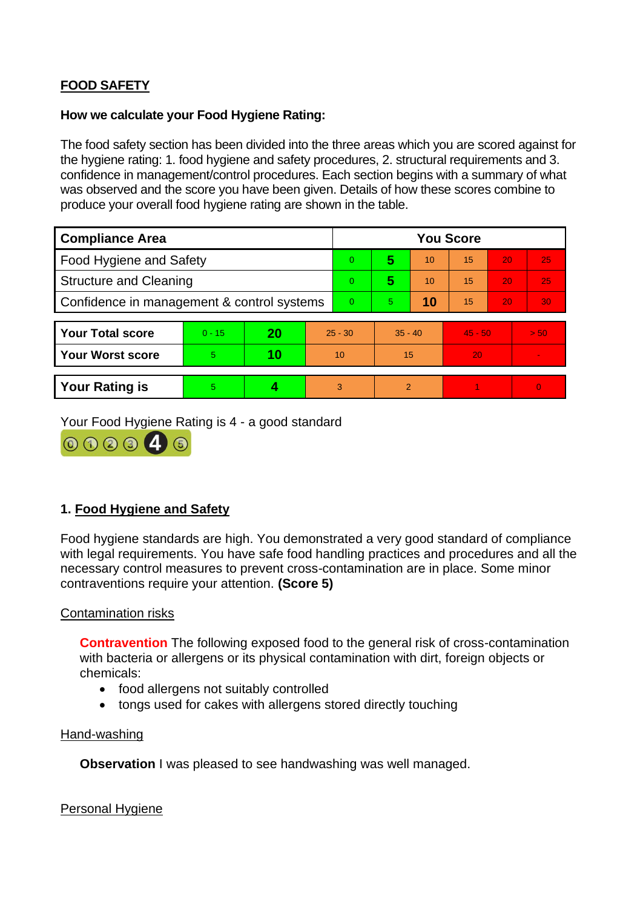## FOOD SAFETY

**How we calculate your Food Hygiene Rating:**

The food safety section has been divided into the three areas which you are scored against for the hygiene rating: 1. food hygiene and safety procedures, 2. structural requirements and 3. confidence in management/control procedures. Each section begins with a summary of what was observed and the score you have been given. Details of how these scores combine to produce your overall food hygiene rating are shown in the table.

| Compliance Area | You Score | | | | | |
|---|---|---|---|---|---|---|
| Food Hygiene and Safety | 0 | **5** | 10 | 15 | 20 | 25 |
| Structure and Cleaning | 0 | **5** | 10 | 15 | 20 | 25 |
| Confidence in management & control systems | 0 | 5 | **10** | 15 | 20 | 30 |

| | | | | | | |
|---|---|---|---|---|---|---|
| **Your Total score** | 0 - 15 | **20** | 25 - 30 | 35 - 40 | 45 - 50 | > 50 |
| **Your Worst score** | 5 | **10** | 10 | 15 | 20 | - |

| | | | | | | |
|---|---|---|---|---|---|---|
| **Your Rating is** | 5 | **4** | 3 | 2 | 1 | 0 |

Your Food Hygiene Rating is 4 - a good standard

## 1. Food Hygiene and Safety

Food hygiene standards are high. You demonstrated a very good standard of compliance with legal requirements. You have safe food handling practices and procedures and all the necessary control measures to prevent cross-contamination are in place. Some minor contraventions require your attention. **(Score 5)**

### Contamination risks

**Contravention** The following exposed food to the general risk of cross-contamination with bacteria or allergens or its physical contamination with dirt, foreign objects or chemicals:

- food allergens not suitably controlled
- tongs used for cakes with allergens stored directly touching

### Hand-washing

**Observation** I was pleased to see handwashing was well managed.

### Personal Hygiene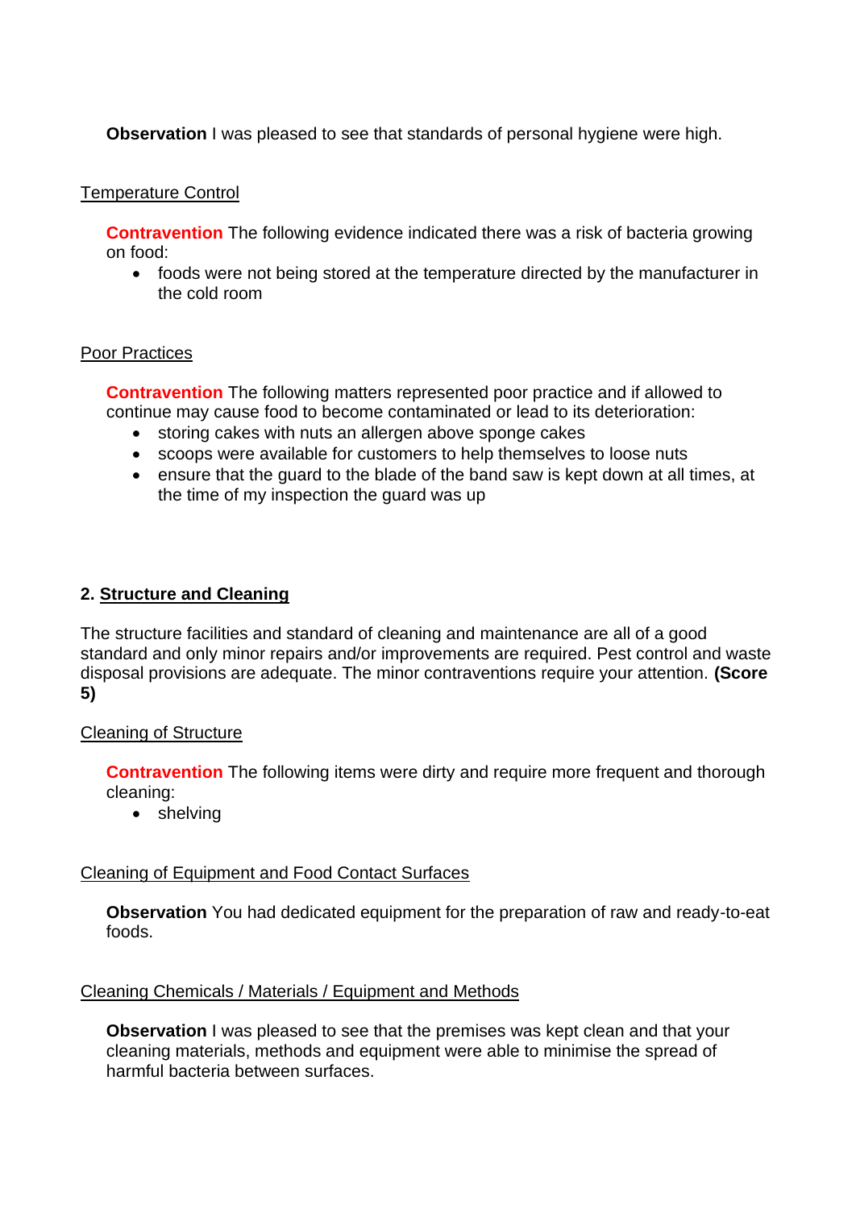**Observation** I was pleased to see that standards of personal hygiene were high.

Temperature Control

**Contravention** The following evidence indicated there was a risk of bacteria growing on food:

- foods were not being stored at the temperature directed by the manufacturer in the cold room

Poor Practices

**Contravention** The following matters represented poor practice and if allowed to continue may cause food to become contaminated or lead to its deterioration:

- storing cakes with nuts an allergen above sponge cakes
- scoops were available for customers to help themselves to loose nuts
- ensure that the guard to the blade of the band saw is kept down at all times, at the time of my inspection the guard was up

## 2. Structure and Cleaning

The structure facilities and standard of cleaning and maintenance are all of a good standard and only minor repairs and/or improvements are required. Pest control and waste disposal provisions are adequate. The minor contraventions require your attention. **(Score 5)**

Cleaning of Structure

**Contravention** The following items were dirty and require more frequent and thorough cleaning:

- shelving

Cleaning of Equipment and Food Contact Surfaces

**Observation** You had dedicated equipment for the preparation of raw and ready-to-eat foods.

Cleaning Chemicals / Materials / Equipment and Methods

**Observation** I was pleased to see that the premises was kept clean and that your cleaning materials, methods and equipment were able to minimise the spread of harmful bacteria between surfaces.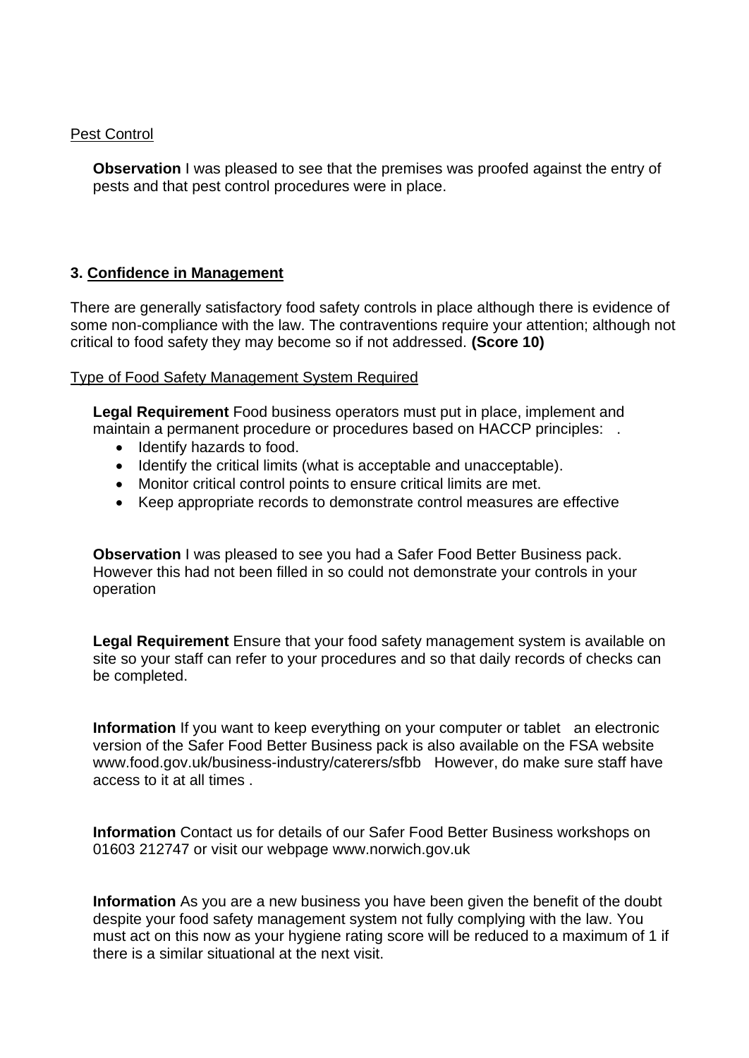Pest Control

**Observation** I was pleased to see that the premises was proofed against the entry of pests and that pest control procedures were in place.

## 3. Confidence in Management

There are generally satisfactory food safety controls in place although there is evidence of some non-compliance with the law. The contraventions require your attention; although not critical to food safety they may become so if not addressed. **(Score 10)**

Type of Food Safety Management System Required

**Legal Requirement** Food business operators must put in place, implement and maintain a permanent procedure or procedures based on HACCP principles: .

- Identify hazards to food.
- Identify the critical limits (what is acceptable and unacceptable).
- Monitor critical control points to ensure critical limits are met.
- Keep appropriate records to demonstrate control measures are effective

**Observation** I was pleased to see you had a Safer Food Better Business pack. However this had not been filled in so could not demonstrate your controls in your operation

**Legal Requirement** Ensure that your food safety management system is available on site so your staff can refer to your procedures and so that daily records of checks can be completed.

**Information** If you want to keep everything on your computer or tablet an electronic version of the Safer Food Better Business pack is also available on the FSA website www.food.gov.uk/business-industry/caterers/sfbb However, do make sure staff have access to it at all times .

**Information** Contact us for details of our Safer Food Better Business workshops on 01603 212747 or visit our webpage www.norwich.gov.uk

**Information** As you are a new business you have been given the benefit of the doubt despite your food safety management system not fully complying with the law. You must act on this now as your hygiene rating score will be reduced to a maximum of 1 if there is a similar situational at the next visit.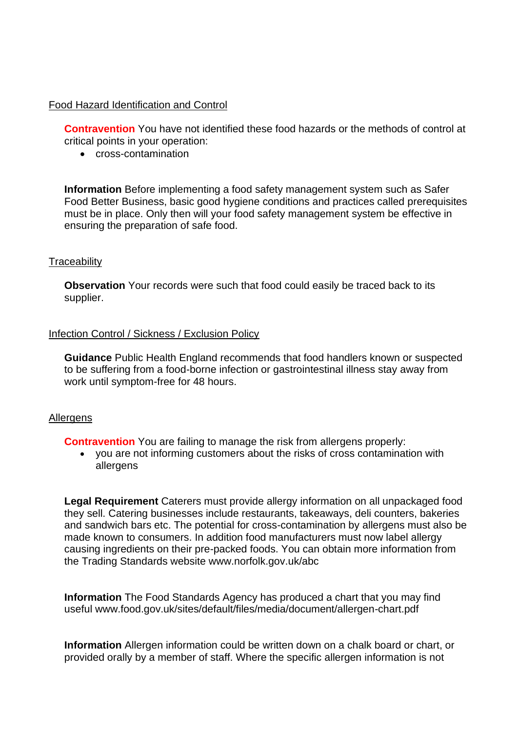Food Hazard Identification and Control

**Contravention** You have not identified these food hazards or the methods of control at critical points in your operation:

- cross-contamination

**Information** Before implementing a food safety management system such as Safer Food Better Business, basic good hygiene conditions and practices called prerequisites must be in place. Only then will your food safety management system be effective in ensuring the preparation of safe food.

Traceability

**Observation** Your records were such that food could easily be traced back to its supplier.

Infection Control / Sickness / Exclusion Policy

**Guidance** Public Health England recommends that food handlers known or suspected to be suffering from a food-borne infection or gastrointestinal illness stay away from work until symptom-free for 48 hours.

Allergens

**Contravention** You are failing to manage the risk from allergens properly:

- you are not informing customers about the risks of cross contamination with allergens

**Legal Requirement** Caterers must provide allergy information on all unpackaged food they sell. Catering businesses include restaurants, takeaways, deli counters, bakeries and sandwich bars etc. The potential for cross-contamination by allergens must also be made known to consumers. In addition food manufacturers must now label allergy causing ingredients on their pre-packed foods. You can obtain more information from the Trading Standards website www.norfolk.gov.uk/abc

**Information** The Food Standards Agency has produced a chart that you may find useful www.food.gov.uk/sites/default/files/media/document/allergen-chart.pdf

**Information** Allergen information could be written down on a chalk board or chart, or provided orally by a member of staff. Where the specific allergen information is not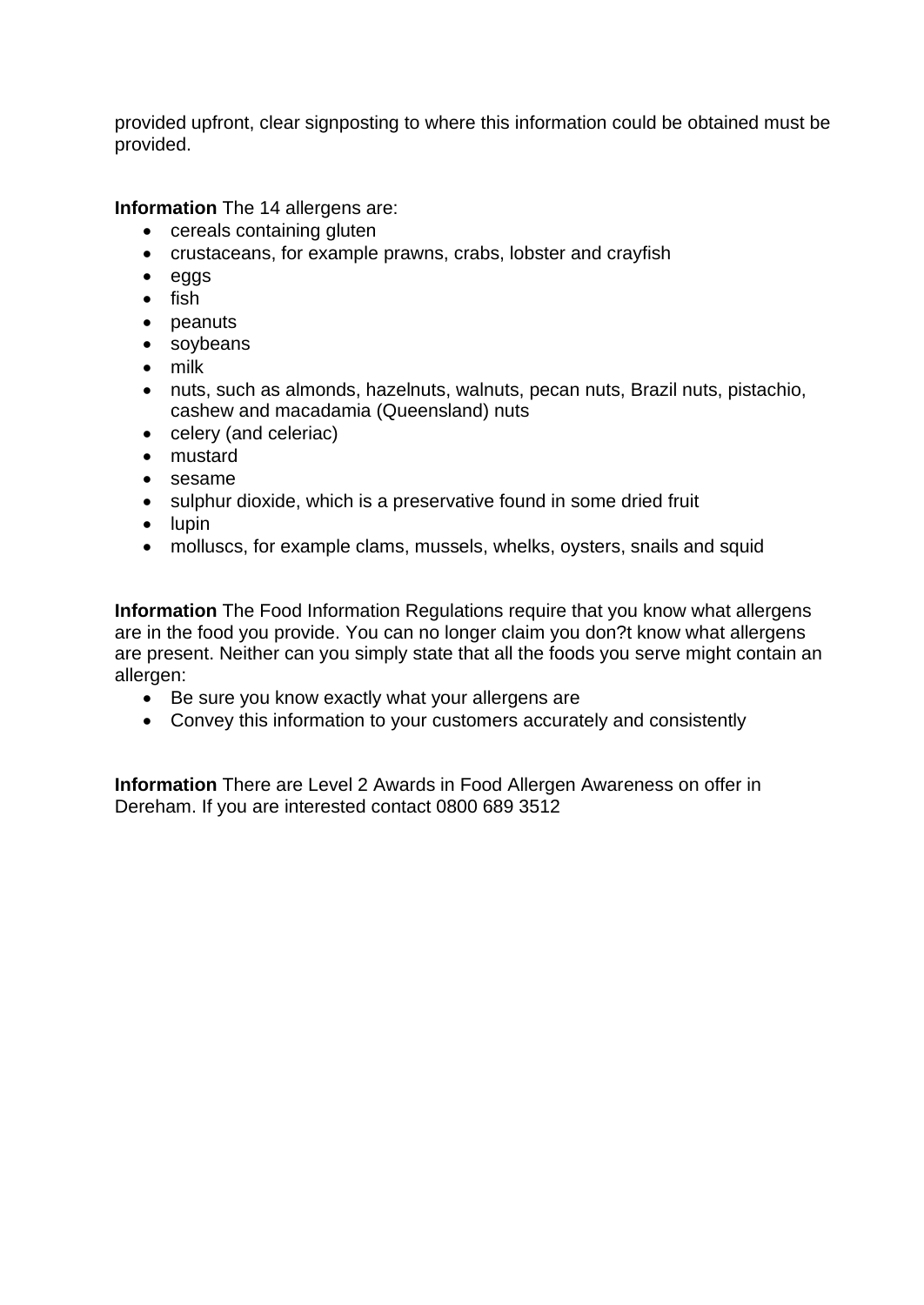provided upfront, clear signposting to where this information could be obtained must be provided.

**Information** The 14 allergens are:

- cereals containing gluten
- crustaceans, for example prawns, crabs, lobster and crayfish
- eggs
- fish
- peanuts
- soybeans
- milk
- nuts, such as almonds, hazelnuts, walnuts, pecan nuts, Brazil nuts, pistachio, cashew and macadamia (Queensland) nuts
- celery (and celeriac)
- mustard
- sesame
- sulphur dioxide, which is a preservative found in some dried fruit
- lupin
- molluscs, for example clams, mussels, whelks, oysters, snails and squid

**Information** The Food Information Regulations require that you know what allergens are in the food you provide. You can no longer claim you don?t know what allergens are present. Neither can you simply state that all the foods you serve might contain an allergen:

- Be sure you know exactly what your allergens are
- Convey this information to your customers accurately and consistently

**Information** There are Level 2 Awards in Food Allergen Awareness on offer in Dereham. If you are interested contact 0800 689 3512